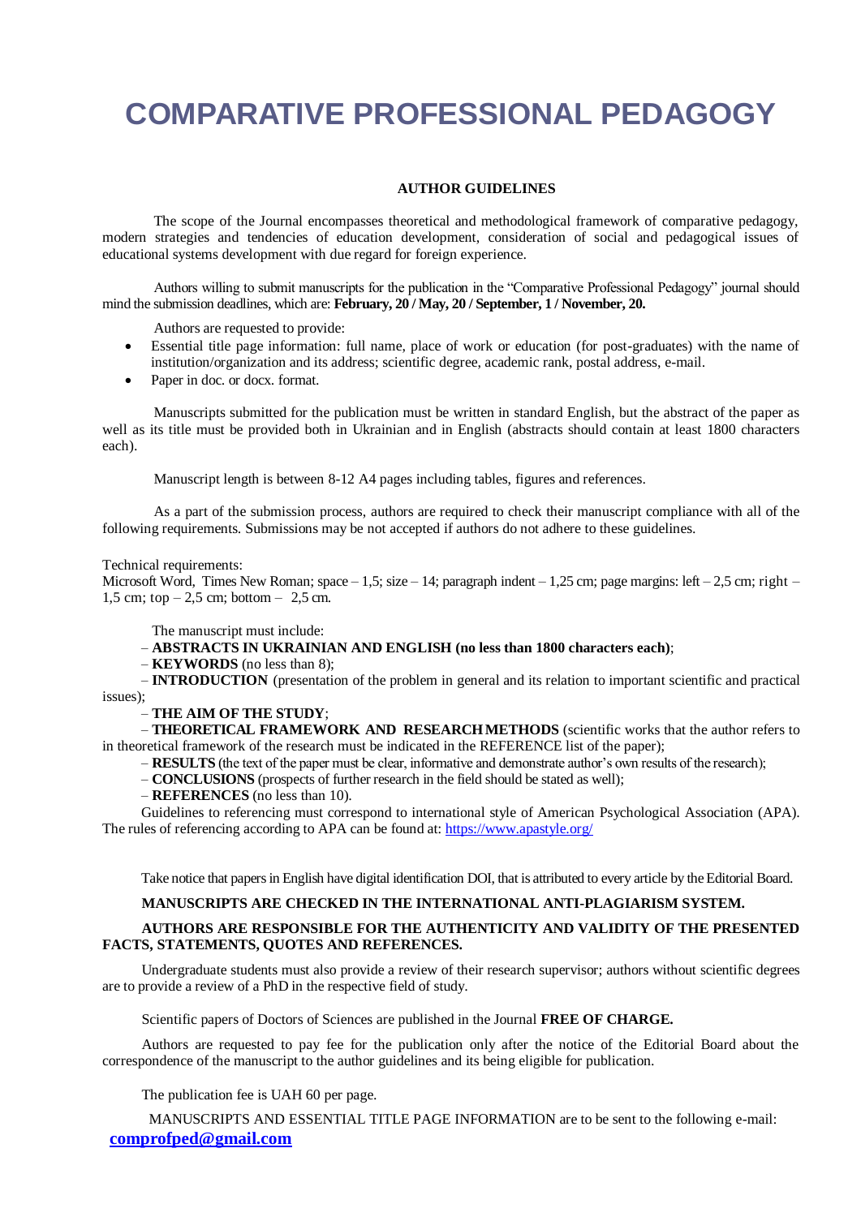# COMPARATIVE PROFESSIONAL PEDAGOGY

## AUTHOR GUIDELINES

The scope of the Journal encompasses theoretical and methodological framework of comparative pedagogy, modern strategies and tendencies of education development, consideration of social and pedagogical issues of educational systems development with due regard for foreign experience.

Authors willing to submit manuscripts for the publication in the "Comparative Professional Pedagogy" journal should mind the submission deadlines, which are: **February, 20 / May, 20 / September, 1 / November, 20.**

Authors are requested to provide:

- Essential title page information: full name, place of work or education (for post-graduates) with the name of institution/organization and its address; scientific degree, academic rank, postal address, e-mail.
- Paper in doc. or docx. format.

Manuscripts submitted for the publication must be written in standard English, but the abstract of the paper as well as its title must be provided both in Ukrainian and in English (abstracts should contain at least 1800 characters each).

Manuscript length is between 8-12 A4 pages including tables, figures and references.

As a part of the submission process, authors are required to check their manuscript compliance with all of the following requirements. Submissions may be not accepted if authors do not adhere to these guidelines.

Technical requirements:
Microsoft Word, Times New Roman; space – 1,5; size – 14; paragraph indent – 1,25 cm; page margins: left – 2,5 cm; right – 1,5 cm; top – 2,5 cm; bottom – 2,5 cm.

The manuscript must include:

– **ABSTRACTS IN UKRAINIAN AND ENGLISH (no less than 1800 characters each)**;

– **KEYWORDS** (no less than 8);

– **INTRODUCTION** (presentation of the problem in general and its relation to important scientific and practical issues);

– **THE AIM OF THE STUDY**;

– **THEORETICAL FRAMEWORK AND RESEARCH METHODS** (scientific works that the author refers to in theoretical framework of the research must be indicated in the REFERENCE list of the paper);

– **RESULTS** (the text of the paper must be clear, informative and demonstrate author's own results of the research);

– **CONCLUSIONS** (prospects of further research in the field should be stated as well);

– **REFERENCES** (no less than 10).

Guidelines to referencing must correspond to international style of American Psychological Association (APA). The rules of referencing according to APA can be found at: https://www.apastyle.org/

Take notice that papers in English have digital identification DOI, that is attributed to every article by the Editorial Board.

**MANUSCRIPTS ARE CHECKED IN THE INTERNATIONAL ANTI-PLAGIARISM SYSTEM.**

**AUTHORS ARE RESPONSIBLE FOR THE AUTHENTICITY AND VALIDITY OF THE PRESENTED FACTS, STATEMENTS, QUOTES AND REFERENCES.**

Undergraduate students must also provide a review of their research supervisor; authors without scientific degrees are to provide a review of a PhD in the respective field of study.

Scientific papers of Doctors of Sciences are published in the Journal **FREE OF CHARGE.**

Authors are requested to pay fee for the publication only after the notice of the Editorial Board about the correspondence of the manuscript to the author guidelines and its being eligible for publication.

The publication fee is UAH 60 per page.

MANUSCRIPTS AND ESSENTIAL TITLE PAGE INFORMATION are to be sent to the following e-mail: **comprofped@gmail.com**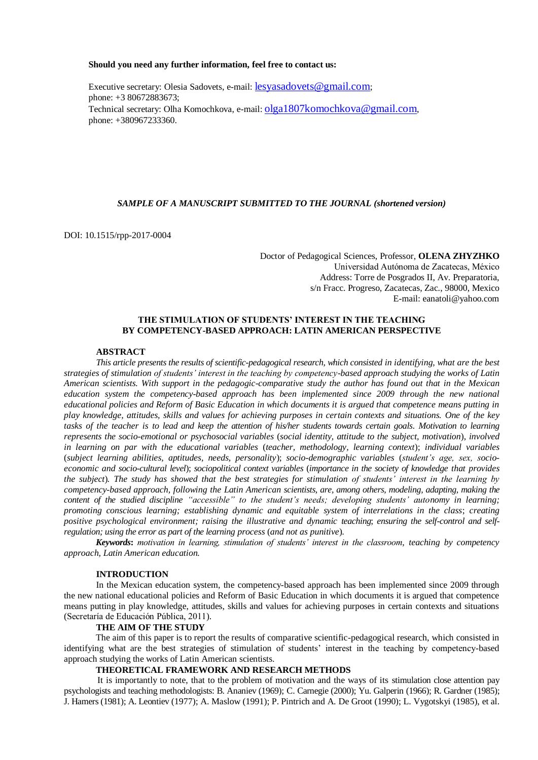**Should you need any further information, feel free to contact us:**

Executive secretary: Olesia Sadovets, e-mail: lesyasadovets@gmail.com;
phone: +3 80672883673;
Technical secretary: Olha Komochkova, e-mail: olga1807komochkova@gmail.com,
phone: +380967233360.

***SAMPLE OF A MANUSCRIPT SUBMITTED TO THE JOURNAL (shortened version)***

DOI: 10.1515/rpp-2017-0004

Doctor of Pedagogical Sciences, Professor, **OLENA ZHYZHKO**
Universidad Autónoma de Zacatecas, México
Address: Torre de Posgrados II, Av. Preparatoria,
s/n Fracc. Progreso, Zacatecas, Zac., 98000, Mexico
E-mail: eanatoli@yahoo.com

## THE STIMULATION OF STUDENTS' INTEREST IN THE TEACHING BY COMPETENCY-BASED APPROACH: LATIN AMERICAN PERSPECTIVE

### ABSTRACT

*This article presents the results of scientific-pedagogical research, which consisted in identifying, what are the best strategies of stimulation of students' interest in the teaching by competency-based approach studying the works of Latin American scientists. With support in the pedagogic-comparative study the author has found out that in the Mexican education system the competency-based approach has been implemented since 2009 through the new national educational policies and Reform of Basic Education in which documents it is argued that competence means putting in play knowledge, attitudes, skills and values for achieving purposes in certain contexts and situations. One of the key tasks of the teacher is to lead and keep the attention of his/her students towards certain goals. Motivation to learning represents the socio-emotional or psychosocial variables (social identity, attitude to the subject, motivation), involved in learning on par with the educational variables (teacher, methodology, learning context); individual variables (subject learning abilities, aptitudes, needs, personality); socio-demographic variables (student's age, sex, socio-economic and socio-cultural level); sociopolitical context variables (importance in the society of knowledge that provides the subject). The study has showed that the best strategies for stimulation of students' interest in the learning by competency-based approach, following the Latin American scientists, are, among others, modeling, adapting, making the content of the studied discipline "accessible" to the student's needs; developing students' autonomy in learning; promoting conscious learning; establishing dynamic and equitable system of interrelations in the class; creating positive psychological environment; raising the illustrative and dynamic teaching; ensuring the self-control and self-regulation; using the error as part of the learning process (and not as punitive).*

***Keywords*:** *motivation in learning, stimulation of students' interest in the classroom, teaching by competency approach, Latin American education.*

### INTRODUCTION

In the Mexican education system, the competency-based approach has been implemented since 2009 through the new national educational policies and Reform of Basic Education in which documents it is argued that competence means putting in play knowledge, attitudes, skills and values for achieving purposes in certain contexts and situations (Secretaría de Educación Pública, 2011).

### THE AIM OF THE STUDY

The aim of this paper is to report the results of comparative scientific-pedagogical research, which consisted in identifying what are the best strategies of stimulation of students' interest in the teaching by competency-based approach studying the works of Latin American scientists.

### THEORETICAL FRAMEWORK AND RESEARCH METHODS

It is importantly to note, that to the problem of motivation and the ways of its stimulation close attention pay psychologists and teaching methodologists: B. Ananiev (1969); C. Carnegie (2000); Yu. Galperin (1966); R. Gardner (1985); J. Hamers (1981); A. Leontiev (1977); A. Maslow (1991); P. Pintrich and A. De Groot (1990); L. Vygotskyi (1985), et al.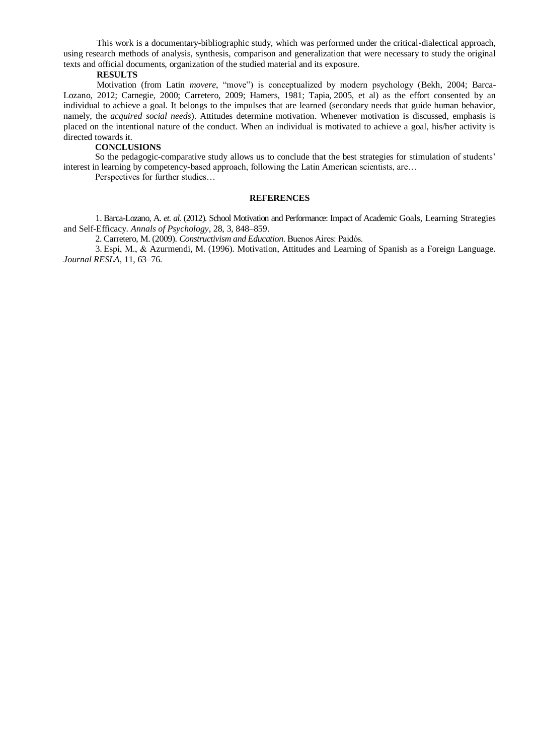This work is a documentary-bibliographic study, which was performed under the critical-dialectical approach, using research methods of analysis, synthesis, comparison and generalization that were necessary to study the original texts and official documents, organization of the studied material and its exposure.

**RESULTS**

Motivation (from Latin *movere*, "move") is conceptualized by modern psychology (Bekh, 2004; Barca-Lozano, 2012; Carnegie, 2000; Carretero, 2009; Hamers, 1981; Tapia, 2005, et al) as the effort consented by an individual to achieve a goal. It belongs to the impulses that are learned (secondary needs that guide human behavior, namely, the *acquired social needs*). Attitudes determine motivation. Whenever motivation is discussed, emphasis is placed on the intentional nature of the conduct. When an individual is motivated to achieve a goal, his/her activity is directed towards it.

**CONCLUSIONS**

So the pedagogic-comparative study allows us to conclude that the best strategies for stimulation of students' interest in learning by competency-based approach, following the Latin American scientists, are…

Perspectives for further studies…

## REFERENCES

1. Barca-Lozano, A. *et. al*. (2012). School Motivation and Performance: Impact of Academic Goals, Learning Strategies and Self-Efficacy. *Annals of Psychology*, 28, 3, 848–859.
2. Carretero, M. (2009). *Constructivism and Education*. Buenos Aires: Paidós.
3. Espí, M., & Azurmendi, M. (1996). Motivation, Attitudes and Learning of Spanish as a Foreign Language. *Journal RESLA*, 11, 63–76.